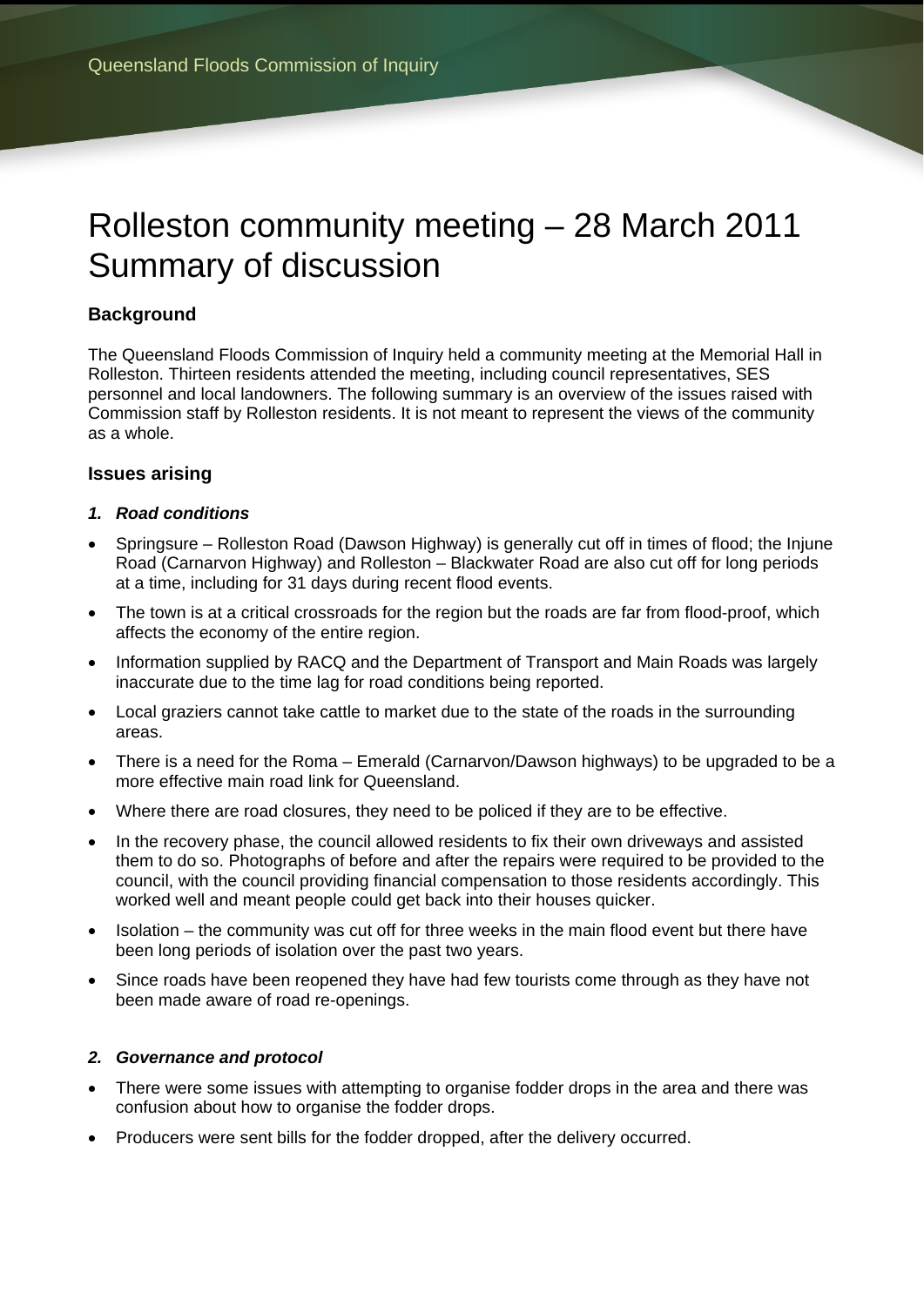# Rolleston community meeting – 28 March 2011 Summary of discussion

### Background

The Queensland Floods Commission of Inquiry held a community meeting at the Memorial Hall in Rolleston. Thirteen residents attended the meeting, including council representatives, SES personnel and local landowners. The following summary is an overview of the issues raised with Commission staff by Rolleston residents. It is not meant to represent the views of the community as a whole.

### Issues arising

#### *1. Road conditions*

- Springsure – Rolleston Road (Dawson Highway) is generally cut off in times of flood; the Injune Road (Carnarvon Highway) and Rolleston – Blackwater Road are also cut off for long periods at a time, including for 31 days during recent flood events.
- The town is at a critical crossroads for the region but the roads are far from flood-proof, which affects the economy of the entire region.
- Information supplied by RACQ and the Department of Transport and Main Roads was largely inaccurate due to the time lag for road conditions being reported.
- Local graziers cannot take cattle to market due to the state of the roads in the surrounding areas.
- There is a need for the Roma – Emerald (Carnarvon/Dawson highways) to be upgraded to be a more effective main road link for Queensland.
- Where there are road closures, they need to be policed if they are to be effective.
- In the recovery phase, the council allowed residents to fix their own driveways and assisted them to do so. Photographs of before and after the repairs were required to be provided to the council, with the council providing financial compensation to those residents accordingly. This worked well and meant people could get back into their houses quicker.
- Isolation – the community was cut off for three weeks in the main flood event but there have been long periods of isolation over the past two years.
- Since roads have been reopened they have had few tourists come through as they have not been made aware of road re-openings.

#### *2. Governance and protocol*

- There were some issues with attempting to organise fodder drops in the area and there was confusion about how to organise the fodder drops.
- Producers were sent bills for the fodder dropped, after the delivery occurred.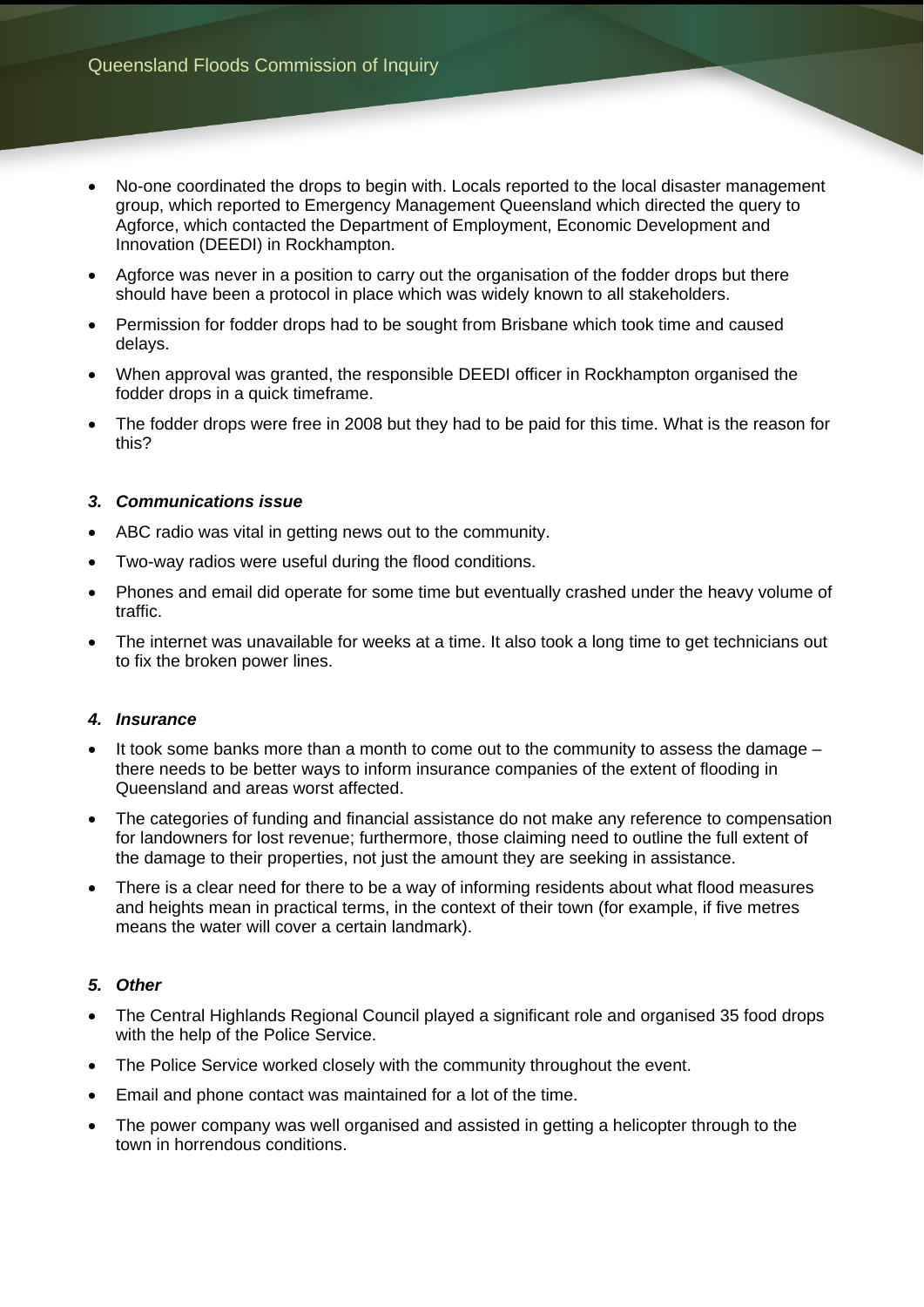- No-one coordinated the drops to begin with. Locals reported to the local disaster management group, which reported to Emergency Management Queensland which directed the query to Agforce, which contacted the Department of Employment, Economic Development and Innovation (DEEDI) in Rockhampton.
- Agforce was never in a position to carry out the organisation of the fodder drops but there should have been a protocol in place which was widely known to all stakeholders.
- Permission for fodder drops had to be sought from Brisbane which took time and caused delays.
- When approval was granted, the responsible DEEDI officer in Rockhampton organised the fodder drops in a quick timeframe.
- The fodder drops were free in 2008 but they had to be paid for this time. What is the reason for this?

### *3. Communications issue*

- ABC radio was vital in getting news out to the community.
- Two-way radios were useful during the flood conditions.
- Phones and email did operate for some time but eventually crashed under the heavy volume of traffic.
- The internet was unavailable for weeks at a time. It also took a long time to get technicians out to fix the broken power lines.

### *4. Insurance*

- It took some banks more than a month to come out to the community to assess the damage – there needs to be better ways to inform insurance companies of the extent of flooding in Queensland and areas worst affected.
- The categories of funding and financial assistance do not make any reference to compensation for landowners for lost revenue; furthermore, those claiming need to outline the full extent of the damage to their properties, not just the amount they are seeking in assistance.
- There is a clear need for there to be a way of informing residents about what flood measures and heights mean in practical terms, in the context of their town (for example, if five metres means the water will cover a certain landmark).

### *5. Other*

- The Central Highlands Regional Council played a significant role and organised 35 food drops with the help of the Police Service.
- The Police Service worked closely with the community throughout the event.
- Email and phone contact was maintained for a lot of the time.
- The power company was well organised and assisted in getting a helicopter through to the town in horrendous conditions.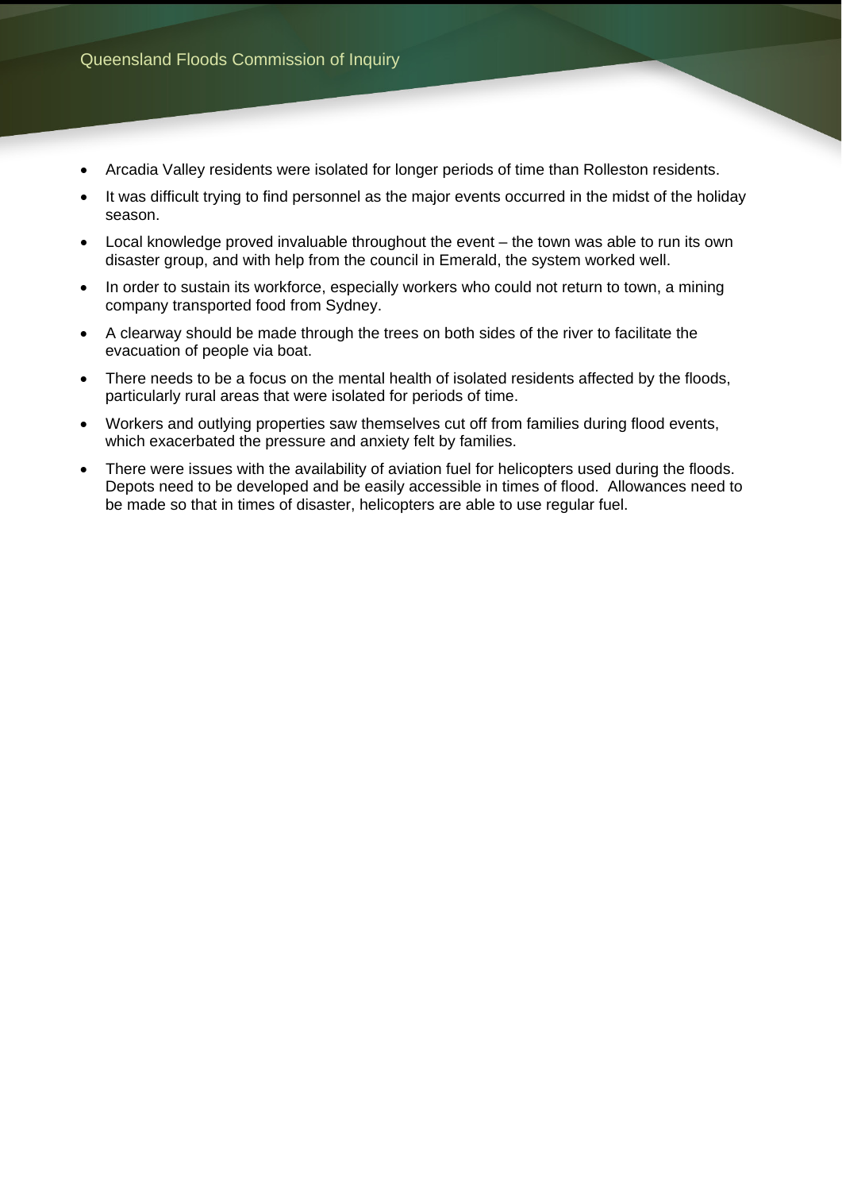- Arcadia Valley residents were isolated for longer periods of time than Rolleston residents.
- It was difficult trying to find personnel as the major events occurred in the midst of the holiday season.
- Local knowledge proved invaluable throughout the event – the town was able to run its own disaster group, and with help from the council in Emerald, the system worked well.
- In order to sustain its workforce, especially workers who could not return to town, a mining company transported food from Sydney.
- A clearway should be made through the trees on both sides of the river to facilitate the evacuation of people via boat.
- There needs to be a focus on the mental health of isolated residents affected by the floods, particularly rural areas that were isolated for periods of time.
- Workers and outlying properties saw themselves cut off from families during flood events, which exacerbated the pressure and anxiety felt by families.
- There were issues with the availability of aviation fuel for helicopters used during the floods. Depots need to be developed and be easily accessible in times of flood. Allowances need to be made so that in times of disaster, helicopters are able to use regular fuel.